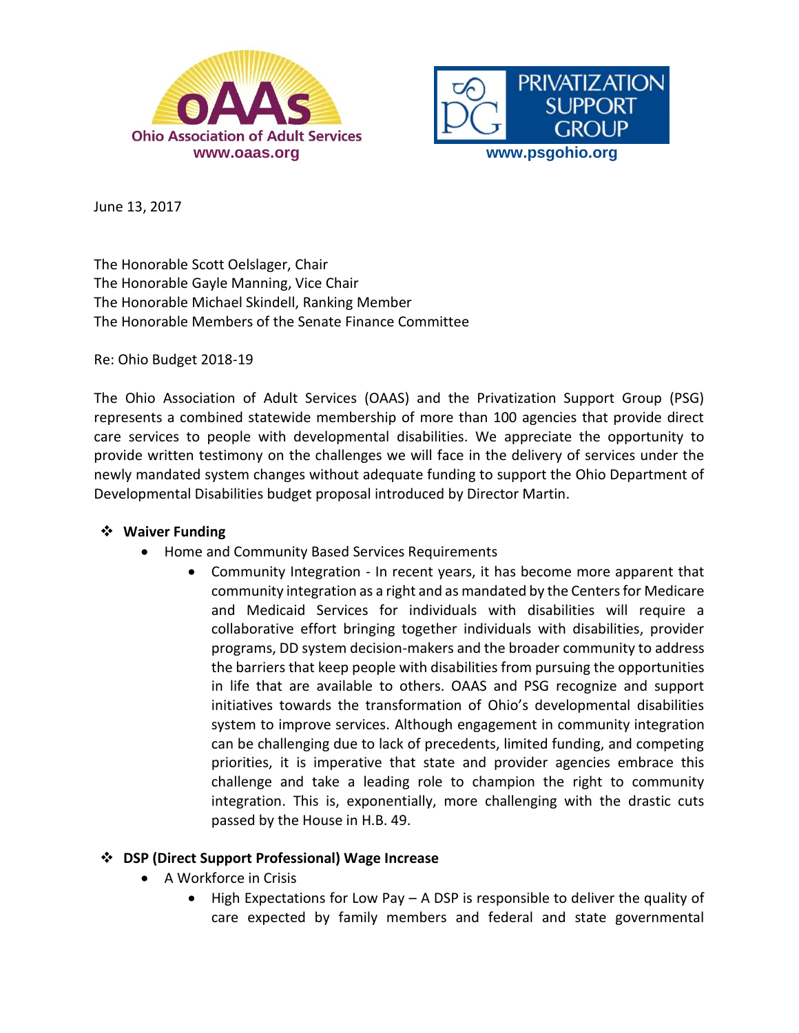Ohio Association of Adult Services
www.oaas.org

PRIVATIZATION SUPPORT GROUP
www.psgohio.org

June 13, 2017

The Honorable Scott Oelslager, Chair
The Honorable Gayle Manning, Vice Chair
The Honorable Michael Skindell, Ranking Member
The Honorable Members of the Senate Finance Committee

Re: Ohio Budget 2018-19

The Ohio Association of Adult Services (OAAS) and the Privatization Support Group (PSG) represents a combined statewide membership of more than 100 agencies that provide direct care services to people with developmental disabilities. We appreciate the opportunity to provide written testimony on the challenges we will face in the delivery of services under the newly mandated system changes without adequate funding to support the Ohio Department of Developmental Disabilities budget proposal introduced by Director Martin.

- **Waiver Funding**
  - Home and Community Based Services Requirements
    - Community Integration - In recent years, it has become more apparent that community integration as a right and as mandated by the Centers for Medicare and Medicaid Services for individuals with disabilities will require a collaborative effort bringing together individuals with disabilities, provider programs, DD system decision-makers and the broader community to address the barriers that keep people with disabilities from pursuing the opportunities in life that are available to others. OAAS and PSG recognize and support initiatives towards the transformation of Ohio's developmental disabilities system to improve services. Although engagement in community integration can be challenging due to lack of precedents, limited funding, and competing priorities, it is imperative that state and provider agencies embrace this challenge and take a leading role to champion the right to community integration. This is, exponentially, more challenging with the drastic cuts passed by the House in H.B. 49.

- **DSP (Direct Support Professional) Wage Increase**
  - A Workforce in Crisis
    - High Expectations for Low Pay – A DSP is responsible to deliver the quality of care expected by family members and federal and state governmental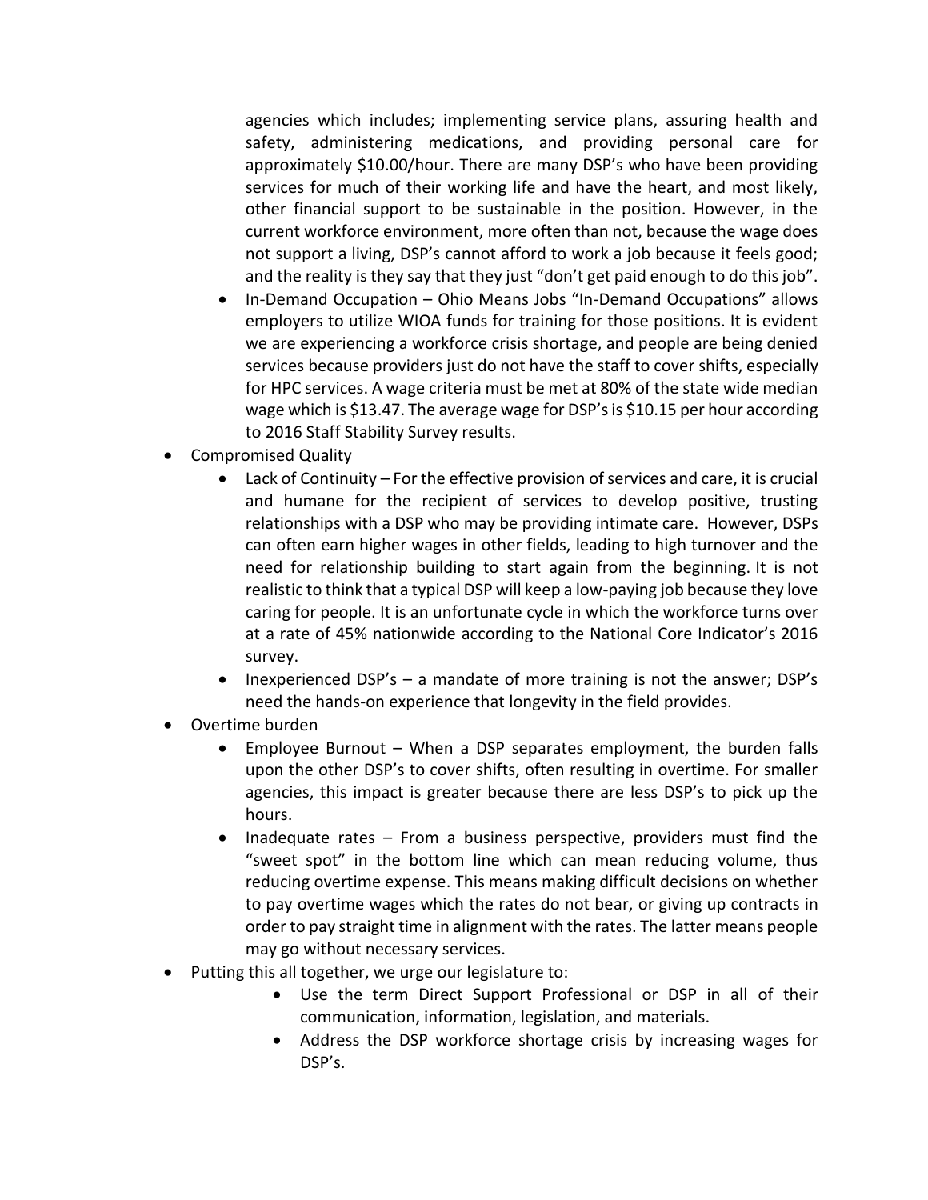agencies which includes; implementing service plans, assuring health and safety, administering medications, and providing personal care for approximately $10.00/hour. There are many DSP's who have been providing services for much of their working life and have the heart, and most likely, other financial support to be sustainable in the position. However, in the current workforce environment, more often than not, because the wage does not support a living, DSP's cannot afford to work a job because it feels good; and the reality is they say that they just "don't get paid enough to do this job".

    - In-Demand Occupation – Ohio Means Jobs "In-Demand Occupations" allows employers to utilize WIOA funds for training for those positions. It is evident we are experiencing a workforce crisis shortage, and people are being denied services because providers just do not have the staff to cover shifts, especially for HPC services. A wage criteria must be met at 80% of the state wide median wage which is $13.47. The average wage for DSP's is $10.15 per hour according to 2016 Staff Stability Survey results.

- Compromised Quality
    - Lack of Continuity – For the effective provision of services and care, it is crucial and humane for the recipient of services to develop positive, trusting relationships with a DSP who may be providing intimate care. However, DSPs can often earn higher wages in other fields, leading to high turnover and the need for relationship building to start again from the beginning. It is not realistic to think that a typical DSP will keep a low-paying job because they love caring for people. It is an unfortunate cycle in which the workforce turns over at a rate of 45% nationwide according to the National Core Indicator's 2016 survey.
    - Inexperienced DSP's – a mandate of more training is not the answer; DSP's need the hands-on experience that longevity in the field provides.
- Overtime burden
    - Employee Burnout – When a DSP separates employment, the burden falls upon the other DSP's to cover shifts, often resulting in overtime. For smaller agencies, this impact is greater because there are less DSP's to pick up the hours.
    - Inadequate rates – From a business perspective, providers must find the "sweet spot" in the bottom line which can mean reducing volume, thus reducing overtime expense. This means making difficult decisions on whether to pay overtime wages which the rates do not bear, or giving up contracts in order to pay straight time in alignment with the rates. The latter means people may go without necessary services.
- Putting this all together, we urge our legislature to:
    - Use the term Direct Support Professional or DSP in all of their communication, information, legislation, and materials.
    - Address the DSP workforce shortage crisis by increasing wages for DSP's.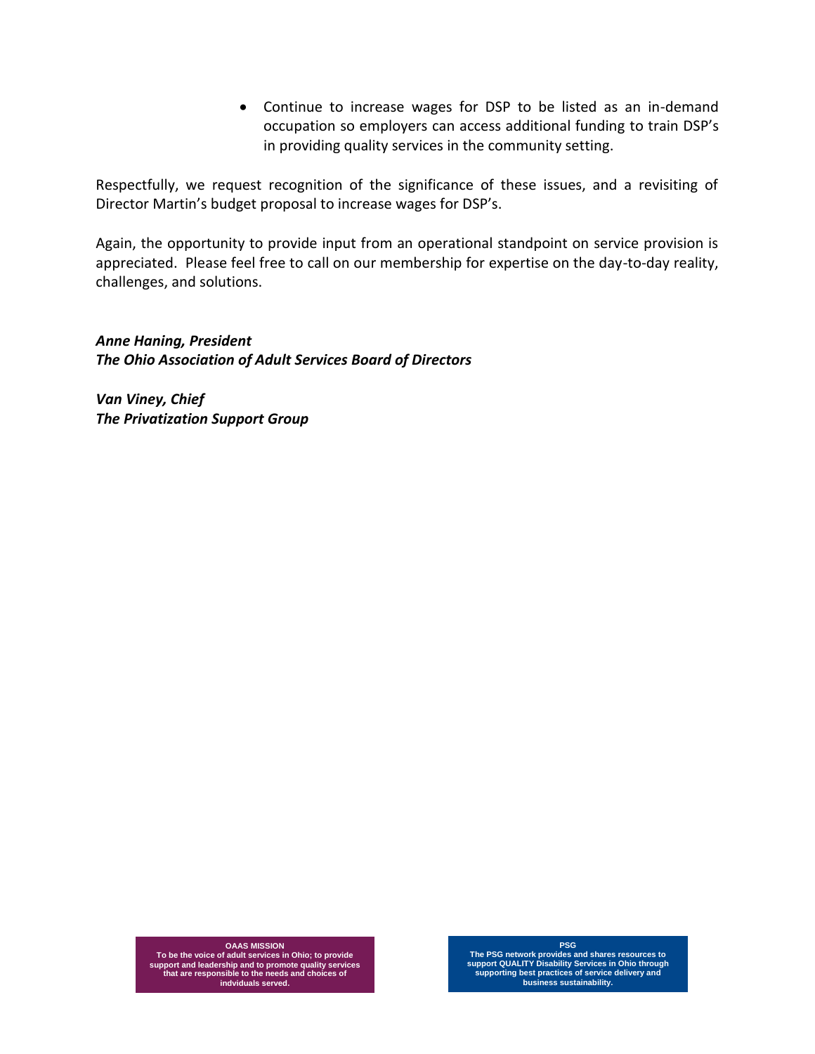- Continue to increase wages for DSP to be listed as an in-demand occupation so employers can access additional funding to train DSP's in providing quality services in the community setting.

Respectfully, we request recognition of the significance of these issues, and a revisiting of Director Martin's budget proposal to increase wages for DSP's.

Again, the opportunity to provide input from an operational standpoint on service provision is appreciated. Please feel free to call on our membership for expertise on the day-to-day reality, challenges, and solutions.

***Anne Haning, President***
***The Ohio Association of Adult Services Board of Directors***

***Van Viney, Chief***
***The Privatization Support Group***

**OAAS MISSION**
**To be the voice of adult services in Ohio; to provide support and leadership and to promote quality services that are responsible to the needs and choices of indviduals served.**

**PSG**
**The PSG network provides and shares resources to support QUALITY Disability Services in Ohio through supporting best practices of service delivery and business sustainability.**